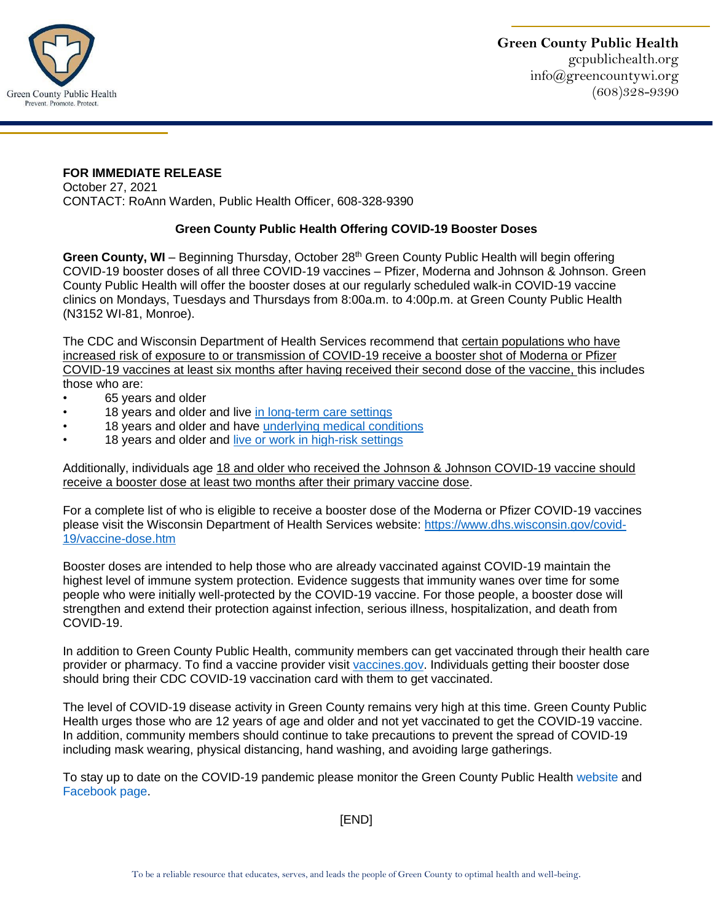Green County Public Health
Prevent. Promote. Protect.

**Green County Public Health**
gcpublichealth.org
info@greencountywi.org
(608)328-9390

**FOR IMMEDIATE RELEASE**
October 27, 2021
CONTACT: RoAnn Warden, Public Health Officer, 608-328-9390

## Green County Public Health Offering COVID-19 Booster Doses

**Green County, WI** – Beginning Thursday, October 28th Green County Public Health will begin offering COVID-19 booster doses of all three COVID-19 vaccines – Pfizer, Moderna and Johnson & Johnson. Green County Public Health will offer the booster doses at our regularly scheduled walk-in COVID-19 vaccine clinics on Mondays, Tuesdays and Thursdays from 8:00a.m. to 4:00p.m. at Green County Public Health (N3152 WI-81, Monroe).

The CDC and Wisconsin Department of Health Services recommend that certain populations who have increased risk of exposure to or transmission of COVID-19 receive a booster shot of Moderna or Pfizer COVID-19 vaccines at least six months after having received their second dose of the vaccine, this includes those who are:

- 65 years and older
- 18 years and older and live in long-term care settings
- 18 years and older and have underlying medical conditions
- 18 years and older and live or work in high-risk settings

Additionally, individuals age 18 and older who received the Johnson & Johnson COVID-19 vaccine should receive a booster dose at least two months after their primary vaccine dose.

For a complete list of who is eligible to receive a booster dose of the Moderna or Pfizer COVID-19 vaccines please visit the Wisconsin Department of Health Services website: https://www.dhs.wisconsin.gov/covid-19/vaccine-dose.htm

Booster doses are intended to help those who are already vaccinated against COVID-19 maintain the highest level of immune system protection. Evidence suggests that immunity wanes over time for some people who were initially well-protected by the COVID-19 vaccine. For those people, a booster dose will strengthen and extend their protection against infection, serious illness, hospitalization, and death from COVID-19.

In addition to Green County Public Health, community members can get vaccinated through their health care provider or pharmacy. To find a vaccine provider visit vaccines.gov. Individuals getting their booster dose should bring their CDC COVID-19 vaccination card with them to get vaccinated.

The level of COVID-19 disease activity in Green County remains very high at this time. Green County Public Health urges those who are 12 years of age and older and not yet vaccinated to get the COVID-19 vaccine. In addition, community members should continue to take precautions to prevent the spread of COVID-19 including mask wearing, physical distancing, hand washing, and avoiding large gatherings.

To stay up to date on the COVID-19 pandemic please monitor the Green County Public Health website and Facebook page.

[END]

To be a reliable resource that educates, serves, and leads the people of Green County to optimal health and well-being.